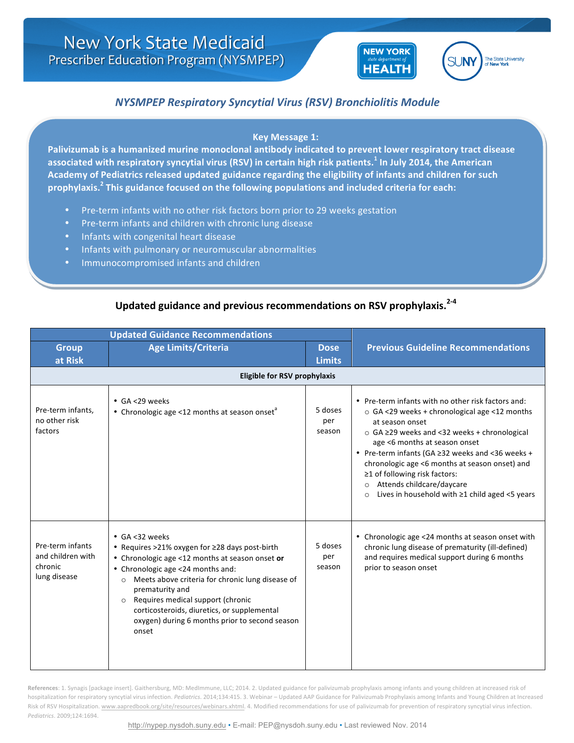# New York State Medicaid Prescriber Education Program (NYSMPEP)

## *NYSMPEP Respiratory Syncytial Virus (RSV) Bronchiolitis Module*

**Key Message 1:**

**Palivizumab is a humanized murine monoclonal antibody indicated to prevent lower respiratory tract disease associated with respiratory syncytial virus (RSV) in certain high risk patients.[1] In July 2014, the American Academy of Pediatrics released updated guidance regarding the eligibility of infants and children for such prophylaxis.[2] This guidance focused on the following populations and included criteria for each:**

- Pre-term infants with no other risk factors born prior to 29 weeks gestation
- Pre-term infants and children with chronic lung disease
- Infants with congenital heart disease
- Infants with pulmonary or neuromuscular abnormalities
- Immunocompromised infants and children

### Updated guidance and previous recommendations on RSV prophylaxis.[2-4]

| Updated Guidance Recommendations | | | Previous Guideline Recommendations |
|---|---|---|---|
| **Group at Risk** | **Age Limits/Criteria** | **Dose Limits** | |
| **Eligible for RSV prophylaxis** | | | |
| Pre-term infants, no other risk factors | • GA <29 weeks<br>• Chronologic age <12 months at season onset[a] | 5 doses per season | • Pre-term infants with no other risk factors and:<br>○ GA <29 weeks + chronological age <12 months at season onset<br>○ GA ≥29 weeks and <32 weeks + chronological age <6 months at season onset<br>• Pre-term infants (GA ≥32 weeks and <36 weeks + chronologic age <6 months at season onset) and ≥1 of following risk factors:<br>○ Attends childcare/daycare<br>○ Lives in household with ≥1 child aged <5 years |
| Pre-term infants and children with chronic lung disease | • GA <32 weeks<br>• Requires >21% oxygen for ≥28 days post-birth<br>• Chronologic age <12 months at season onset **or**<br>• Chronologic age <24 months and:<br>○ Meets above criteria for chronic lung disease of prematurity and<br>○ Requires medical support (chronic corticosteroids, diuretics, or supplemental oxygen) during 6 months prior to second season onset | 5 doses per season | • Chronologic age <24 months at season onset with chronic lung disease of prematurity (ill-defined) and requires medical support during 6 months prior to season onset |

**References**: 1. Synagis [package insert]. Gaithersburg, MD: MedImmune, LLC; 2014. 2. Updated guidance for palivizumab prophylaxis among infants and young children at increased risk of hospitalization for respiratory syncytial virus infection. *Pediatrics*. 2014;134:415. 3. Webinar – Updated AAP Guidance for Palivizumab Prophylaxis among Infants and Young Children at Increased Risk of RSV Hospitalization. www.aapredbook.org/site/resources/webinars.xhtml. 4. Modified recommendations for use of palivizumab for prevention of respiratory syncytial virus infection. *Pediatrics*. 2009;124:1694.

http://nypep.nysdoh.suny.edu • E-mail: PEP@nysdoh.suny.edu • Last reviewed Nov. 2014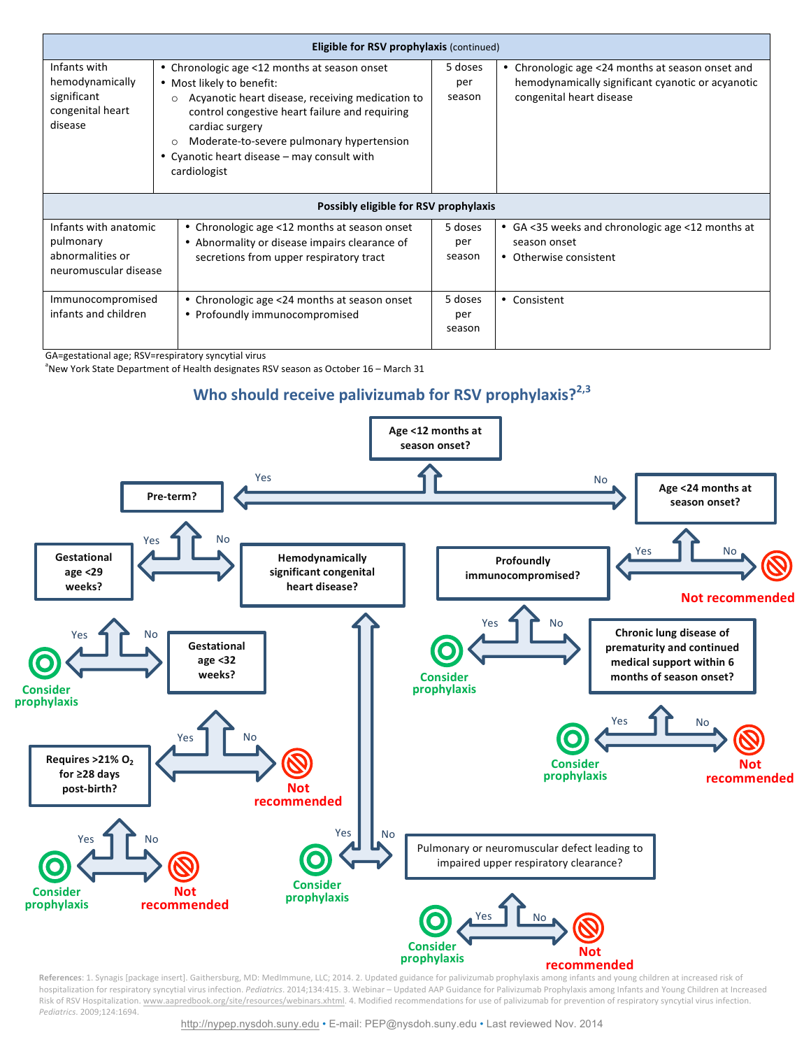| | | | |
|---|---|---|---|
| **Eligible for RSV prophylaxis** (continued) | | | |
| Infants with hemodynamically significant congenital heart disease | • Chronologic age <12 months at season onset<br>• Most likely to benefit:<br>○ Acyanotic heart disease, receiving medication to control congestive heart failure and requiring cardiac surgery<br>○ Moderate-to-severe pulmonary hypertension<br>• Cyanotic heart disease – may consult with cardiologist | 5 doses per season | • Chronologic age <24 months at season onset and hemodynamically significant cyanotic or acyanotic congenital heart disease |
| **Possibly eligible for RSV prophylaxis** | | | |
| Infants with anatomic pulmonary abnormalities or neuromuscular disease | • Chronologic age <12 months at season onset<br>• Abnormality or disease impairs clearance of secretions from upper respiratory tract | 5 doses per season | • GA <35 weeks and chronologic age <12 months at season onset<br>• Otherwise consistent |
| Immunocompromised infants and children | • Chronologic age <24 months at season onset<br>• Profoundly immunocompromised | 5 doses per season | • Consistent |

GA=gestational age; RSV=respiratory syncytial virus

[a]New York State Department of Health designates RSV season as October 16 – March 31

## Who should receive palivizumab for RSV prophylaxis?[2,3]

Age <12 months at season onset?

Yes

No

Pre-term?

Age <24 months at season onset?

Yes

No

Gestational age <29 weeks?

Hemodynamically significant congenital heart disease?

Yes

No

Not recommended

Profoundly immunocompromised?

Yes

No

Consider prophylaxis

Gestational age <32 weeks?

Yes

No

Consider prophylaxis

Chronic lung disease of prematurity and continued medical support within 6 months of season onset?

Yes

No

Consider prophylaxis

Not recommended

Requires >21% $O_2$ for ≥28 days post-birth?

Yes

No

Not recommended

Yes

No

Consider prophylaxis

Not recommended

Yes

No

Consider prophylaxis

Pulmonary or neuromuscular defect leading to impaired upper respiratory clearance?

Yes

No

Consider prophylaxis

Not recommended

**References**: 1. Synagis [package insert]. Gaithersburg, MD: MedImmune, LLC; 2014. 2. Updated guidance for palivizumab prophylaxis among infants and young children at increased risk of hospitalization for respiratory syncytial virus infection. *Pediatrics*. 2014;134:415. 3. Webinar – Updated AAP Guidance for Palivizumab Prophylaxis among Infants and Young Children at Increased Risk of RSV Hospitalization. www.aapredbook.org/site/resources/webinars.xhtml. 4. Modified recommendations for use of palivizumab for prevention of respiratory syncytial virus infection. *Pediatrics*. 2009;124:1694.

http://nypep.nysdoh.suny.edu • E-mail: PEP@nysdoh.suny.edu • Last reviewed Nov. 2014